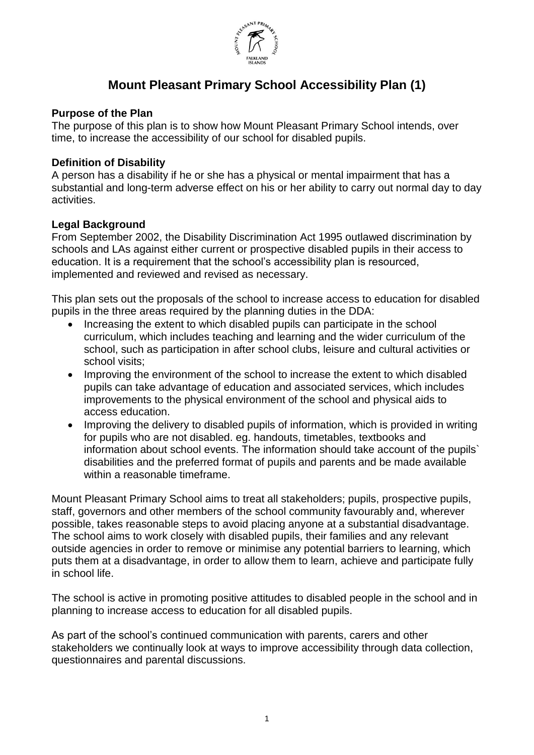# Mount Pleasant Primary School Accessibility Plan (1)

### Purpose of the Plan

The purpose of this plan is to show how Mount Pleasant Primary School intends, over time, to increase the accessibility of our school for disabled pupils.

### Definition of Disability

A person has a disability if he or she has a physical or mental impairment that has a substantial and long-term adverse effect on his or her ability to carry out normal day to day activities.

### Legal Background

From September 2002, the Disability Discrimination Act 1995 outlawed discrimination by schools and LAs against either current or prospective disabled pupils in their access to education. It is a requirement that the school's accessibility plan is resourced, implemented and reviewed and revised as necessary.

This plan sets out the proposals of the school to increase access to education for disabled pupils in the three areas required by the planning duties in the DDA:

- Increasing the extent to which disabled pupils can participate in the school curriculum, which includes teaching and learning and the wider curriculum of the school, such as participation in after school clubs, leisure and cultural activities or school visits;
- Improving the environment of the school to increase the extent to which disabled pupils can take advantage of education and associated services, which includes improvements to the physical environment of the school and physical aids to access education.
- Improving the delivery to disabled pupils of information, which is provided in writing for pupils who are not disabled. eg. handouts, timetables, textbooks and information about school events. The information should take account of the pupils` disabilities and the preferred format of pupils and parents and be made available within a reasonable timeframe.

Mount Pleasant Primary School aims to treat all stakeholders; pupils, prospective pupils, staff, governors and other members of the school community favourably and, wherever possible, takes reasonable steps to avoid placing anyone at a substantial disadvantage. The school aims to work closely with disabled pupils, their families and any relevant outside agencies in order to remove or minimise any potential barriers to learning, which puts them at a disadvantage, in order to allow them to learn, achieve and participate fully in school life.

The school is active in promoting positive attitudes to disabled people in the school and in planning to increase access to education for all disabled pupils.

As part of the school's continued communication with parents, carers and other stakeholders we continually look at ways to improve accessibility through data collection, questionnaires and parental discussions.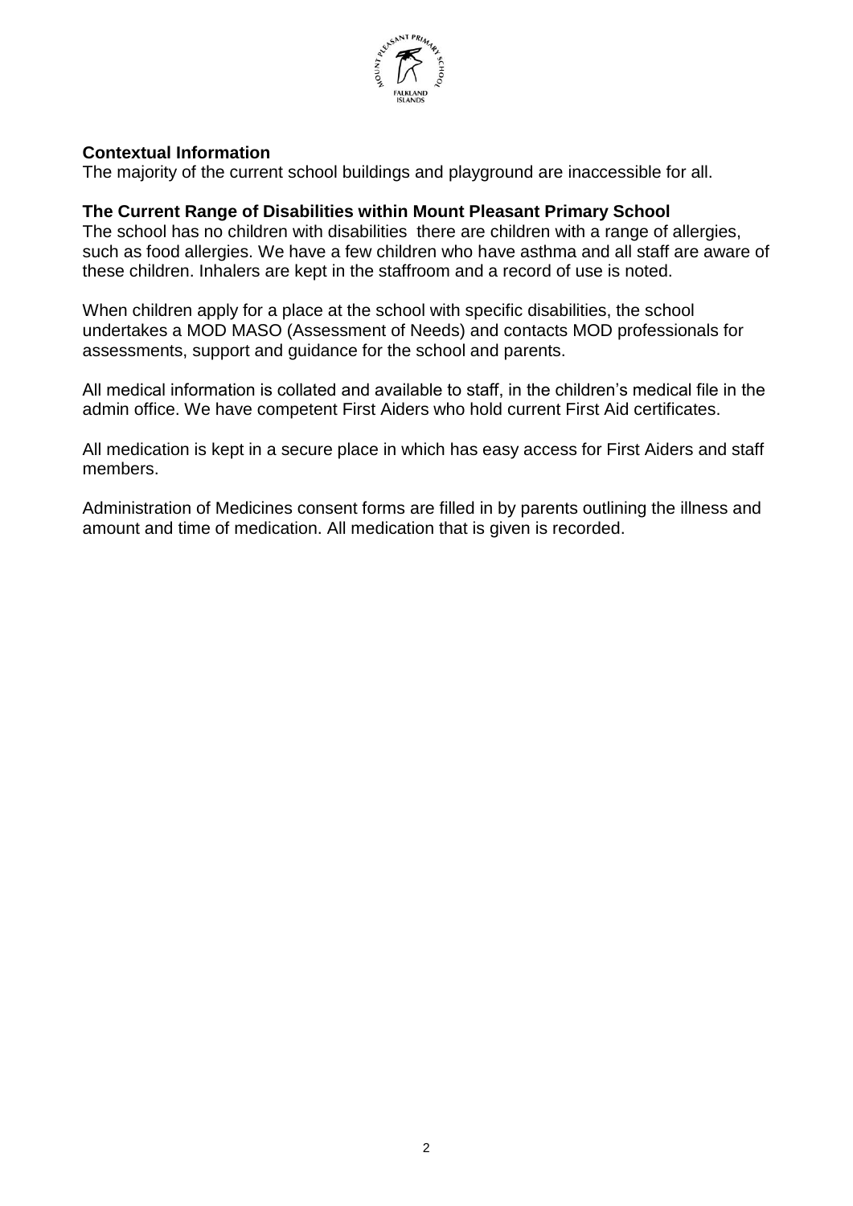**Contextual Information**
The majority of the current school buildings and playground are inaccessible for all.

**The Current Range of Disabilities within Mount Pleasant Primary School**
The school has no children with disabilities there are children with a range of allergies, such as food allergies. We have a few children who have asthma and all staff are aware of these children. Inhalers are kept in the staffroom and a record of use is noted.

When children apply for a place at the school with specific disabilities, the school undertakes a MOD MASO (Assessment of Needs) and contacts MOD professionals for assessments, support and guidance for the school and parents.

All medical information is collated and available to staff, in the children's medical file in the admin office. We have competent First Aiders who hold current First Aid certificates.

All medication is kept in a secure place in which has easy access for First Aiders and staff members.

Administration of Medicines consent forms are filled in by parents outlining the illness and amount and time of medication. All medication that is given is recorded.